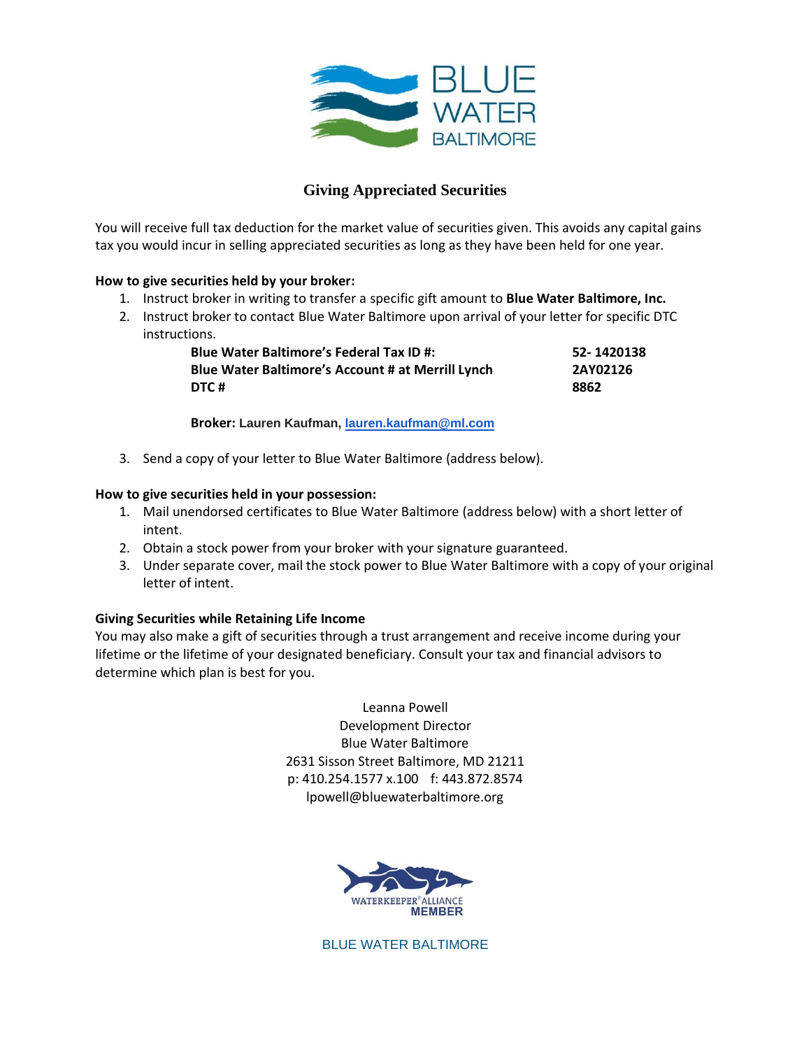# Giving Appreciated Securities

You will receive full tax deduction for the market value of securities given. This avoids any capital gains tax you would incur in selling appreciated securities as long as they have been held for one year.

**How to give securities held by your broker:**

1. Instruct broker in writing to transfer a specific gift amount to **Blue Water Baltimore, Inc.**
2. Instruct broker to contact Blue Water Baltimore upon arrival of your letter for specific DTC instructions.

| | |
|---|---|
| **Blue Water Baltimore's Federal Tax ID #:** | **52- 1420138** |
| **Blue Water Baltimore's Account # at Merrill Lynch** | **2AY02126** |
| **DTC #** | **8862** |

**Broker: Lauren Kaufman, lauren.kaufman@ml.com**

3. Send a copy of your letter to Blue Water Baltimore (address below).

**How to give securities held in your possession:**

1. Mail unendorsed certificates to Blue Water Baltimore (address below) with a short letter of intent.
2. Obtain a stock power from your broker with your signature guaranteed.
3. Under separate cover, mail the stock power to Blue Water Baltimore with a copy of your original letter of intent.

**Giving Securities while Retaining Life Income**

You may also make a gift of securities through a trust arrangement and receive income during your lifetime or the lifetime of your designated beneficiary. Consult your tax and financial advisors to determine which plan is best for you.

Leanna Powell
Development Director
Blue Water Baltimore
2631 Sisson Street Baltimore, MD 21211
p: 410.254.1577 x.100 f: 443.872.8574
lpowell@bluewaterbaltimore.org

WATERKEEPER® ALLIANCE MEMBER

BLUE WATER BALTIMORE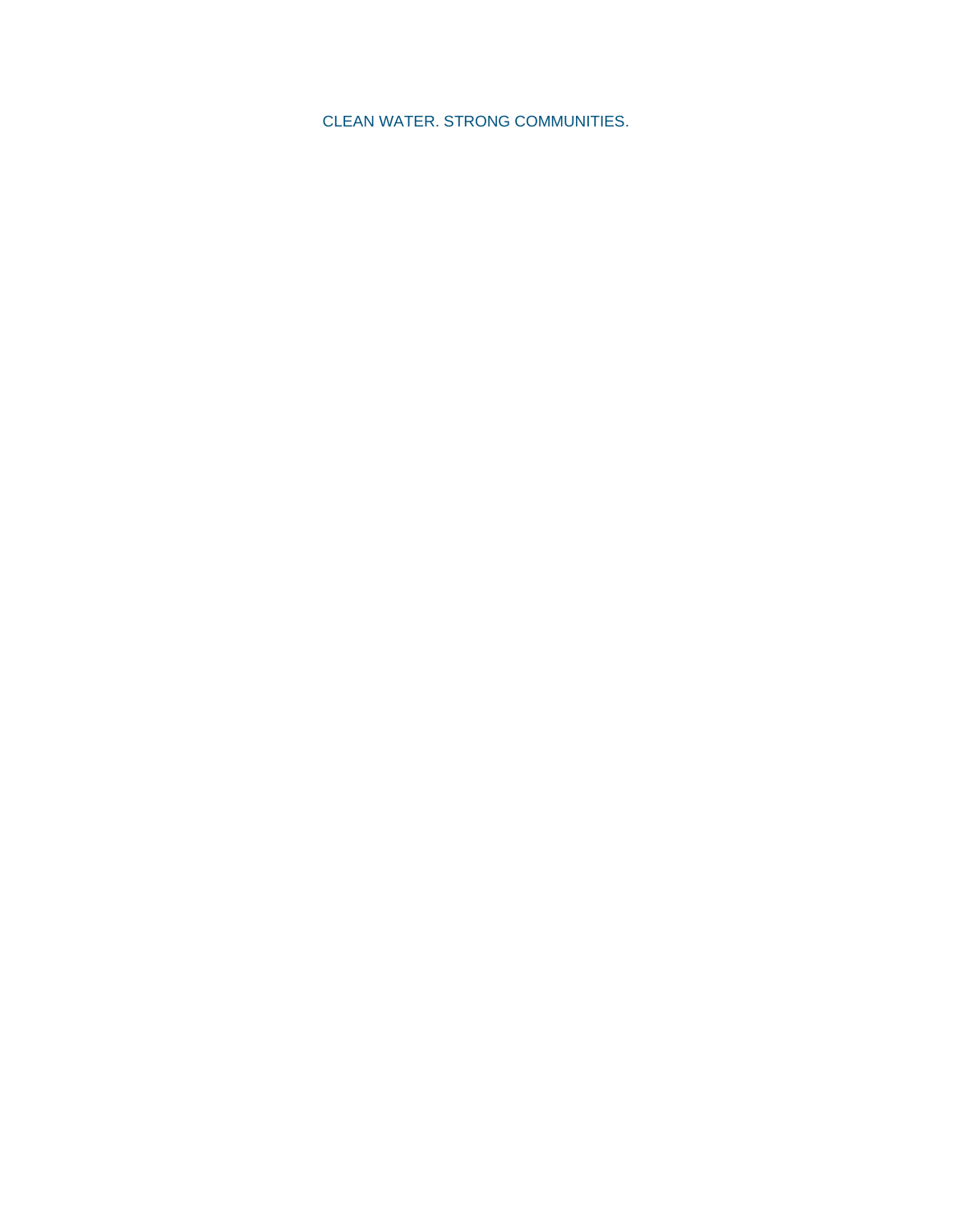CLEAN WATER. STRONG COMMUNITIES.